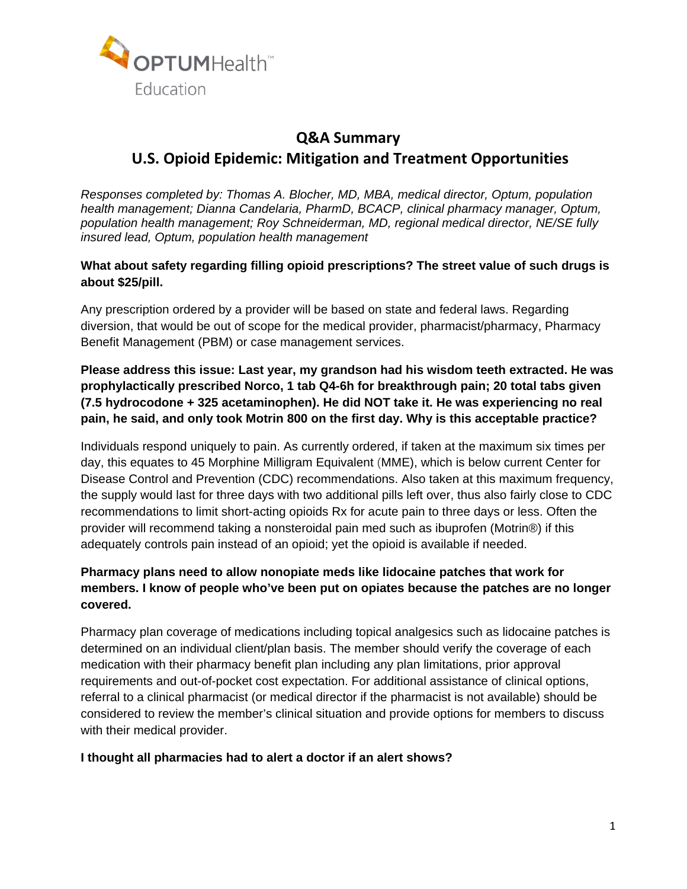# Q&A Summary

## U.S. Opioid Epidemic: Mitigation and Treatment Opportunities

*Responses completed by: Thomas A. Blocher, MD, MBA, medical director, Optum, population health management; Dianna Candelaria, PharmD, BCACP, clinical pharmacy manager, Optum, population health management; Roy Schneiderman, MD, regional medical director, NE/SE fully insured lead, Optum, population health management*

**What about safety regarding filling opioid prescriptions? The street value of such drugs is about $25/pill.**

Any prescription ordered by a provider will be based on state and federal laws. Regarding diversion, that would be out of scope for the medical provider, pharmacist/pharmacy, Pharmacy Benefit Management (PBM) or case management services.

**Please address this issue: Last year, my grandson had his wisdom teeth extracted. He was prophylactically prescribed Norco, 1 tab Q4-6h for breakthrough pain; 20 total tabs given (7.5 hydrocodone + 325 acetaminophen). He did NOT take it. He was experiencing no real pain, he said, and only took Motrin 800 on the first day. Why is this acceptable practice?**

Individuals respond uniquely to pain. As currently ordered, if taken at the maximum six times per day, this equates to 45 Morphine Milligram Equivalent (MME), which is below current Center for Disease Control and Prevention (CDC) recommendations. Also taken at this maximum frequency, the supply would last for three days with two additional pills left over, thus also fairly close to CDC recommendations to limit short-acting opioids Rx for acute pain to three days or less. Often the provider will recommend taking a nonsteroidal pain med such as ibuprofen (Motrin®) if this adequately controls pain instead of an opioid; yet the opioid is available if needed.

**Pharmacy plans need to allow nonopiate meds like lidocaine patches that work for members. I know of people who've been put on opiates because the patches are no longer covered.**

Pharmacy plan coverage of medications including topical analgesics such as lidocaine patches is determined on an individual client/plan basis. The member should verify the coverage of each medication with their pharmacy benefit plan including any plan limitations, prior approval requirements and out-of-pocket cost expectation. For additional assistance of clinical options, referral to a clinical pharmacist (or medical director if the pharmacist is not available) should be considered to review the member's clinical situation and provide options for members to discuss with their medical provider.

**I thought all pharmacies had to alert a doctor if an alert shows?**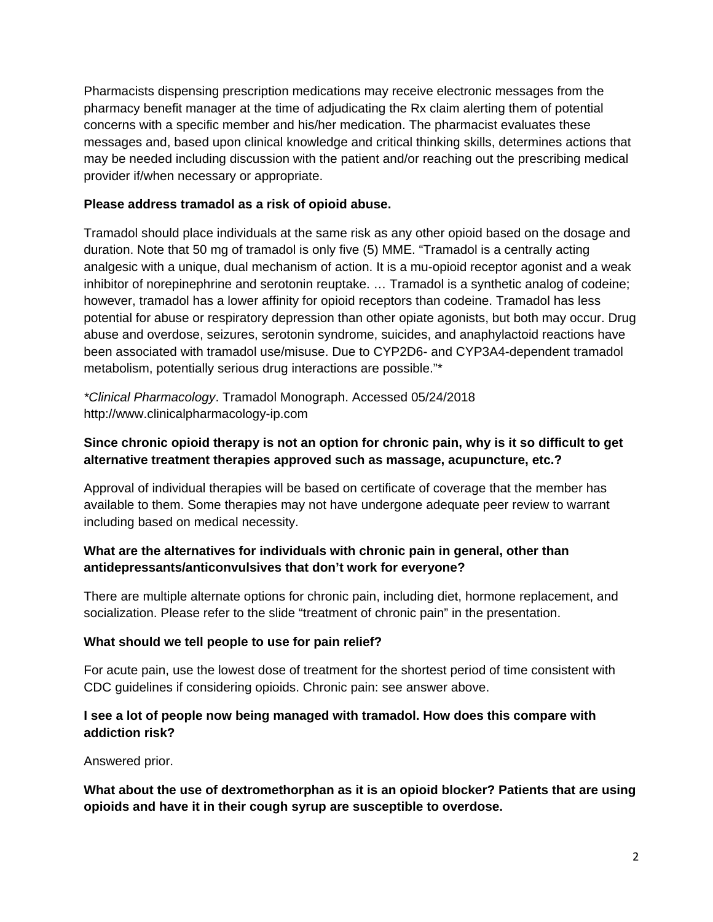Pharmacists dispensing prescription medications may receive electronic messages from the pharmacy benefit manager at the time of adjudicating the Rx claim alerting them of potential concerns with a specific member and his/her medication. The pharmacist evaluates these messages and, based upon clinical knowledge and critical thinking skills, determines actions that may be needed including discussion with the patient and/or reaching out the prescribing medical provider if/when necessary or appropriate.

**Please address tramadol as a risk of opioid abuse.**

Tramadol should place individuals at the same risk as any other opioid based on the dosage and duration. Note that 50 mg of tramadol is only five (5) MME. "Tramadol is a centrally acting analgesic with a unique, dual mechanism of action. It is a mu-opioid receptor agonist and a weak inhibitor of norepinephrine and serotonin reuptake. … Tramadol is a synthetic analog of codeine; however, tramadol has a lower affinity for opioid receptors than codeine. Tramadol has less potential for abuse or respiratory depression than other opiate agonists, but both may occur. Drug abuse and overdose, seizures, serotonin syndrome, suicides, and anaphylactoid reactions have been associated with tramadol use/misuse. Due to CYP2D6- and CYP3A4-dependent tramadol metabolism, potentially serious drug interactions are possible."*

*\*Clinical Pharmacology*. Tramadol Monograph. Accessed 05/24/2018 http://www.clinicalpharmacology-ip.com

**Since chronic opioid therapy is not an option for chronic pain, why is it so difficult to get alternative treatment therapies approved such as massage, acupuncture, etc.?**

Approval of individual therapies will be based on certificate of coverage that the member has available to them. Some therapies may not have undergone adequate peer review to warrant including based on medical necessity.

**What are the alternatives for individuals with chronic pain in general, other than antidepressants/anticonvulsives that don't work for everyone?**

There are multiple alternate options for chronic pain, including diet, hormone replacement, and socialization. Please refer to the slide "treatment of chronic pain" in the presentation.

**What should we tell people to use for pain relief?**

For acute pain, use the lowest dose of treatment for the shortest period of time consistent with CDC guidelines if considering opioids. Chronic pain: see answer above.

**I see a lot of people now being managed with tramadol. How does this compare with addiction risk?**

Answered prior.

**What about the use of dextromethorphan as it is an opioid blocker? Patients that are using opioids and have it in their cough syrup are susceptible to overdose.**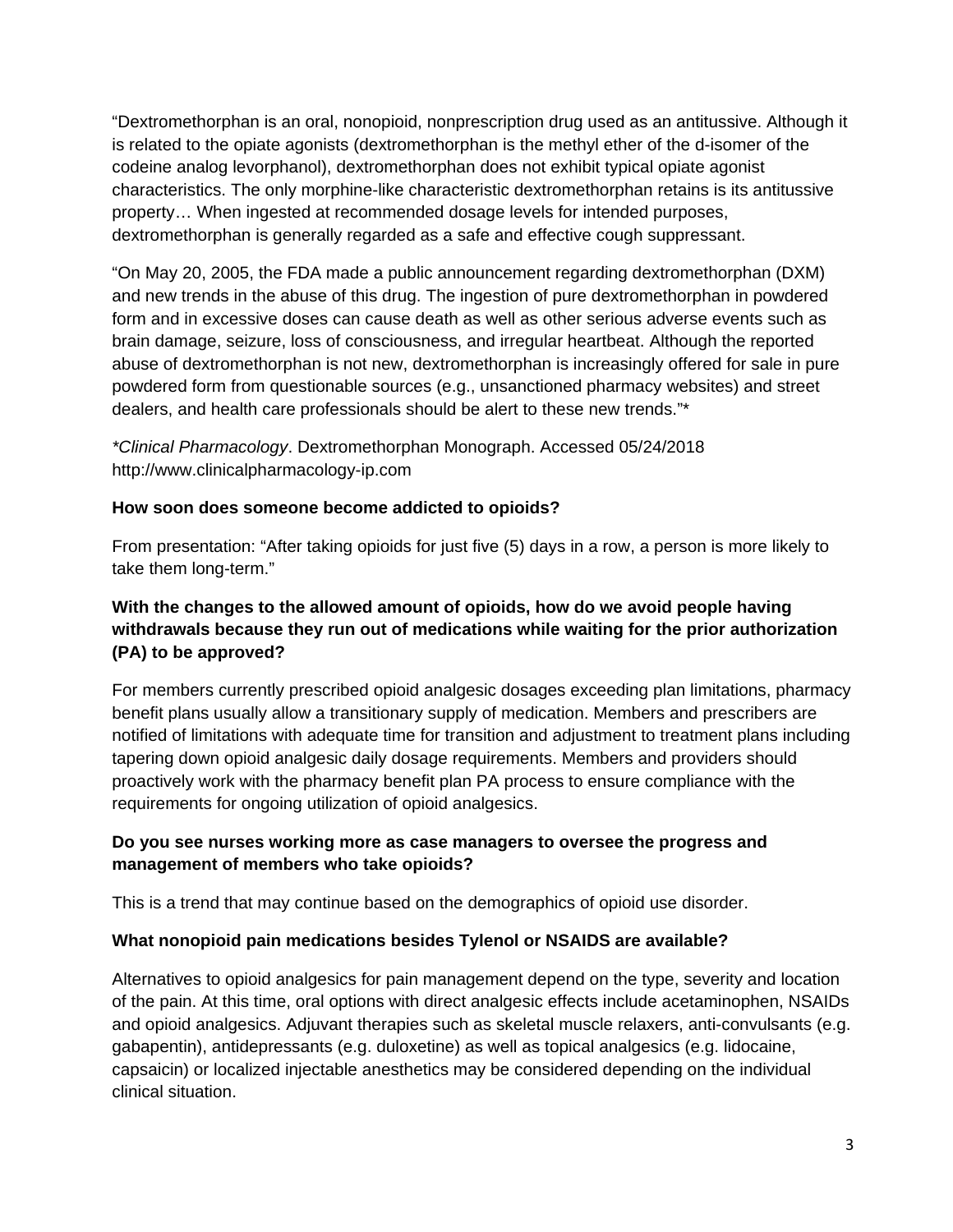"Dextromethorphan is an oral, nonopioid, nonprescription drug used as an antitussive. Although it is related to the opiate agonists (dextromethorphan is the methyl ether of the d-isomer of the codeine analog levorphanol), dextromethorphan does not exhibit typical opiate agonist characteristics. The only morphine-like characteristic dextromethorphan retains is its antitussive property… When ingested at recommended dosage levels for intended purposes, dextromethorphan is generally regarded as a safe and effective cough suppressant.

"On May 20, 2005, the FDA made a public announcement regarding dextromethorphan (DXM) and new trends in the abuse of this drug. The ingestion of pure dextromethorphan in powdered form and in excessive doses can cause death as well as other serious adverse events such as brain damage, seizure, loss of consciousness, and irregular heartbeat. Although the reported abuse of dextromethorphan is not new, dextromethorphan is increasingly offered for sale in pure powdered form from questionable sources (e.g., unsanctioned pharmacy websites) and street dealers, and health care professionals should be alert to these new trends."*

**Clinical Pharmacology*. Dextromethorphan Monograph. Accessed 05/24/2018 http://www.clinicalpharmacology-ip.com

**How soon does someone become addicted to opioids?**

From presentation: "After taking opioids for just five (5) days in a row, a person is more likely to take them long-term."

**With the changes to the allowed amount of opioids, how do we avoid people having withdrawals because they run out of medications while waiting for the prior authorization (PA) to be approved?**

For members currently prescribed opioid analgesic dosages exceeding plan limitations, pharmacy benefit plans usually allow a transitionary supply of medication. Members and prescribers are notified of limitations with adequate time for transition and adjustment to treatment plans including tapering down opioid analgesic daily dosage requirements. Members and providers should proactively work with the pharmacy benefit plan PA process to ensure compliance with the requirements for ongoing utilization of opioid analgesics.

**Do you see nurses working more as case managers to oversee the progress and management of members who take opioids?**

This is a trend that may continue based on the demographics of opioid use disorder.

**What nonopioid pain medications besides Tylenol or NSAIDS are available?**

Alternatives to opioid analgesics for pain management depend on the type, severity and location of the pain. At this time, oral options with direct analgesic effects include acetaminophen, NSAIDs and opioid analgesics. Adjuvant therapies such as skeletal muscle relaxers, anti-convulsants (e.g. gabapentin), antidepressants (e.g. duloxetine) as well as topical analgesics (e.g. lidocaine, capsaicin) or localized injectable anesthetics may be considered depending on the individual clinical situation.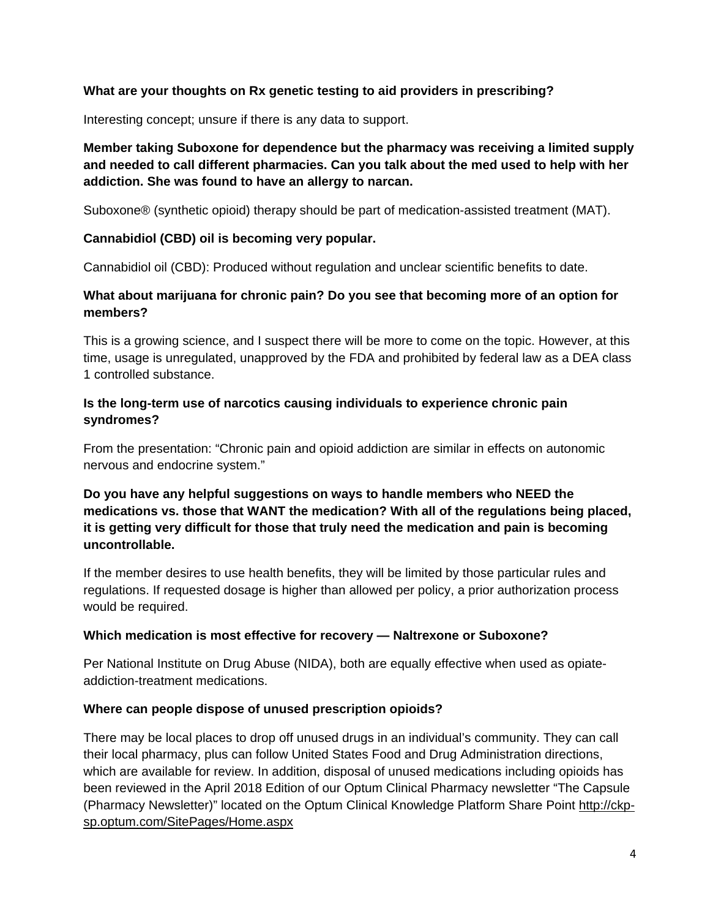**What are your thoughts on Rx genetic testing to aid providers in prescribing?**

Interesting concept; unsure if there is any data to support.

**Member taking Suboxone for dependence but the pharmacy was receiving a limited supply and needed to call different pharmacies. Can you talk about the med used to help with her addiction. She was found to have an allergy to narcan.**

Suboxone® (synthetic opioid) therapy should be part of medication-assisted treatment (MAT).

**Cannabidiol (CBD) oil is becoming very popular.**

Cannabidiol oil (CBD): Produced without regulation and unclear scientific benefits to date.

**What about marijuana for chronic pain? Do you see that becoming more of an option for members?**

This is a growing science, and I suspect there will be more to come on the topic. However, at this time, usage is unregulated, unapproved by the FDA and prohibited by federal law as a DEA class 1 controlled substance.

**Is the long-term use of narcotics causing individuals to experience chronic pain syndromes?**

From the presentation: "Chronic pain and opioid addiction are similar in effects on autonomic nervous and endocrine system."

**Do you have any helpful suggestions on ways to handle members who NEED the medications vs. those that WANT the medication? With all of the regulations being placed, it is getting very difficult for those that truly need the medication and pain is becoming uncontrollable.**

If the member desires to use health benefits, they will be limited by those particular rules and regulations. If requested dosage is higher than allowed per policy, a prior authorization process would be required.

**Which medication is most effective for recovery — Naltrexone or Suboxone?**

Per National Institute on Drug Abuse (NIDA), both are equally effective when used as opiate-addiction-treatment medications.

**Where can people dispose of unused prescription opioids?**

There may be local places to drop off unused drugs in an individual's community. They can call their local pharmacy, plus can follow United States Food and Drug Administration directions, which are available for review. In addition, disposal of unused medications including opioids has been reviewed in the April 2018 Edition of our Optum Clinical Pharmacy newsletter "The Capsule (Pharmacy Newsletter)" located on the Optum Clinical Knowledge Platform Share Point http://ckp-sp.optum.com/SitePages/Home.aspx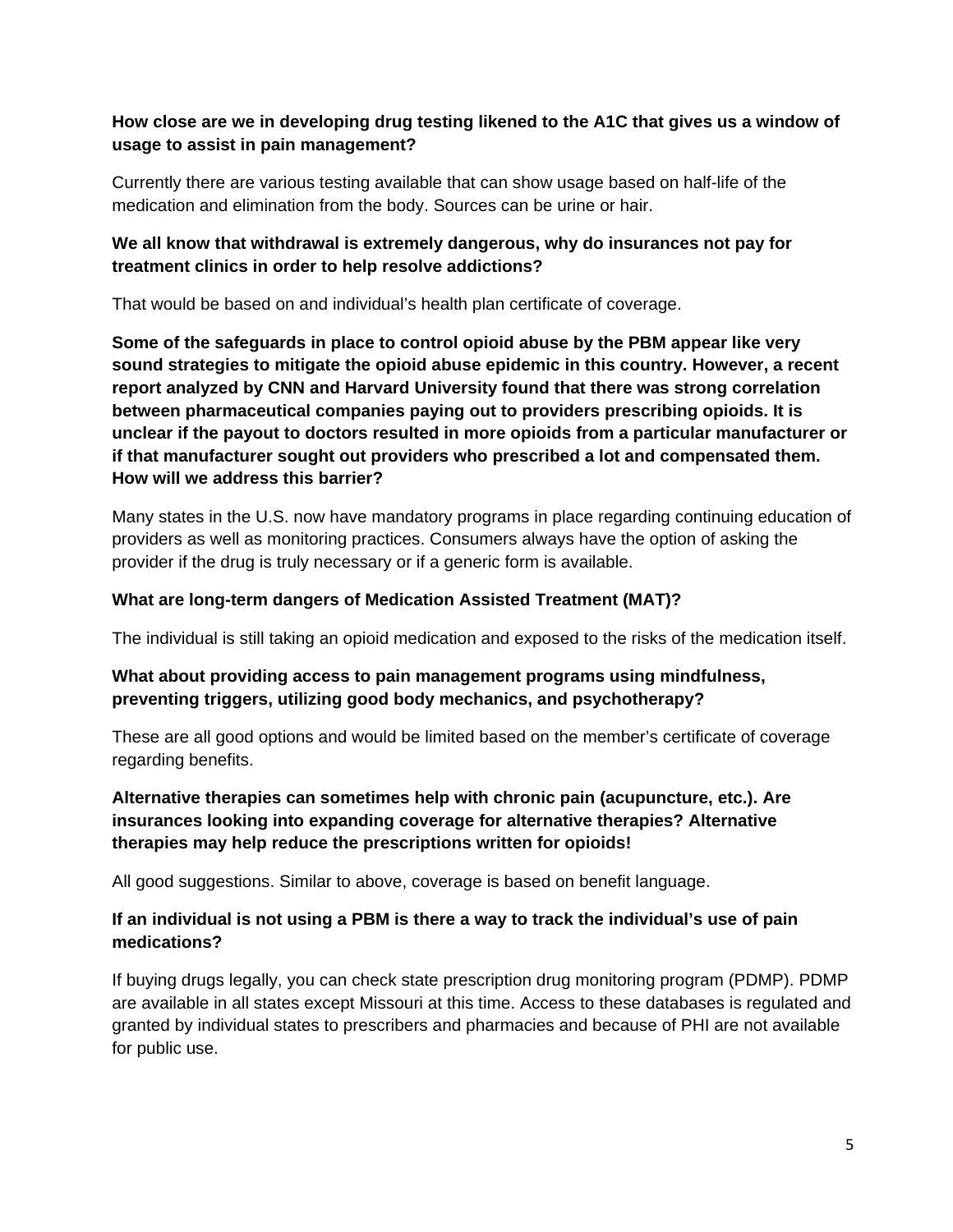**How close are we in developing drug testing likened to the A1C that gives us a window of usage to assist in pain management?**

Currently there are various testing available that can show usage based on half-life of the medication and elimination from the body. Sources can be urine or hair.

**We all know that withdrawal is extremely dangerous, why do insurances not pay for treatment clinics in order to help resolve addictions?**

That would be based on and individual's health plan certificate of coverage.

**Some of the safeguards in place to control opioid abuse by the PBM appear like very sound strategies to mitigate the opioid abuse epidemic in this country. However, a recent report analyzed by CNN and Harvard University found that there was strong correlation between pharmaceutical companies paying out to providers prescribing opioids. It is unclear if the payout to doctors resulted in more opioids from a particular manufacturer or if that manufacturer sought out providers who prescribed a lot and compensated them. How will we address this barrier?**

Many states in the U.S. now have mandatory programs in place regarding continuing education of providers as well as monitoring practices. Consumers always have the option of asking the provider if the drug is truly necessary or if a generic form is available.

**What are long-term dangers of Medication Assisted Treatment (MAT)?**

The individual is still taking an opioid medication and exposed to the risks of the medication itself.

**What about providing access to pain management programs using mindfulness, preventing triggers, utilizing good body mechanics, and psychotherapy?**

These are all good options and would be limited based on the member's certificate of coverage regarding benefits.

**Alternative therapies can sometimes help with chronic pain (acupuncture, etc.). Are insurances looking into expanding coverage for alternative therapies? Alternative therapies may help reduce the prescriptions written for opioids!**

All good suggestions. Similar to above, coverage is based on benefit language.

**If an individual is not using a PBM is there a way to track the individual's use of pain medications?**

If buying drugs legally, you can check state prescription drug monitoring program (PDMP). PDMP are available in all states except Missouri at this time. Access to these databases is regulated and granted by individual states to prescribers and pharmacies and because of PHI are not available for public use.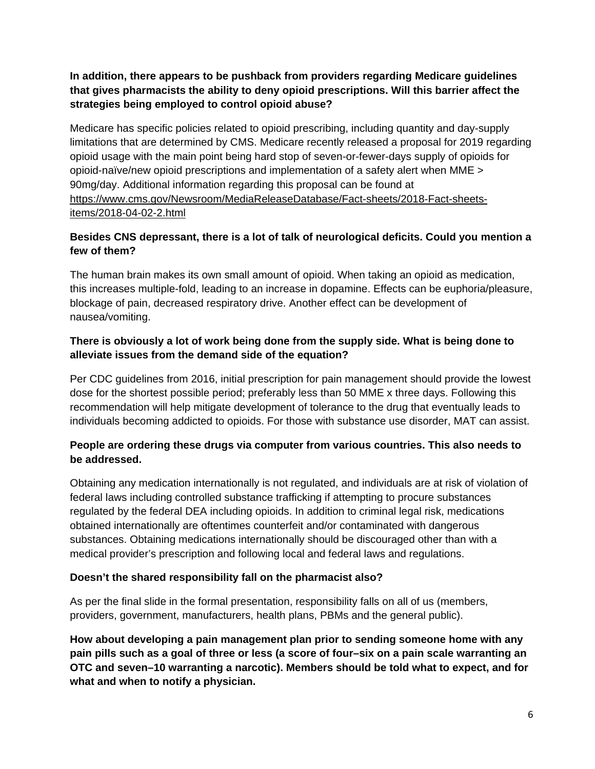**In addition, there appears to be pushback from providers regarding Medicare guidelines that gives pharmacists the ability to deny opioid prescriptions. Will this barrier affect the strategies being employed to control opioid abuse?**

Medicare has specific policies related to opioid prescribing, including quantity and day-supply limitations that are determined by CMS. Medicare recently released a proposal for 2019 regarding opioid usage with the main point being hard stop of seven-or-fewer-days supply of opioids for opioid-naïve/new opioid prescriptions and implementation of a safety alert when MME > 90mg/day. Additional information regarding this proposal can be found at https://www.cms.gov/Newsroom/MediaReleaseDatabase/Fact-sheets/2018-Fact-sheets-items/2018-04-02-2.html

**Besides CNS depressant, there is a lot of talk of neurological deficits. Could you mention a few of them?**

The human brain makes its own small amount of opioid. When taking an opioid as medication, this increases multiple-fold, leading to an increase in dopamine. Effects can be euphoria/pleasure, blockage of pain, decreased respiratory drive. Another effect can be development of nausea/vomiting.

**There is obviously a lot of work being done from the supply side. What is being done to alleviate issues from the demand side of the equation?**

Per CDC guidelines from 2016, initial prescription for pain management should provide the lowest dose for the shortest possible period; preferably less than 50 MME x three days. Following this recommendation will help mitigate development of tolerance to the drug that eventually leads to individuals becoming addicted to opioids. For those with substance use disorder, MAT can assist.

**People are ordering these drugs via computer from various countries. This also needs to be addressed.**

Obtaining any medication internationally is not regulated, and individuals are at risk of violation of federal laws including controlled substance trafficking if attempting to procure substances regulated by the federal DEA including opioids. In addition to criminal legal risk, medications obtained internationally are oftentimes counterfeit and/or contaminated with dangerous substances. Obtaining medications internationally should be discouraged other than with a medical provider's prescription and following local and federal laws and regulations.

**Doesn't the shared responsibility fall on the pharmacist also?**

As per the final slide in the formal presentation, responsibility falls on all of us (members, providers, government, manufacturers, health plans, PBMs and the general public).

**How about developing a pain management plan prior to sending someone home with any pain pills such as a goal of three or less (a score of four–six on a pain scale warranting an OTC and seven–10 warranting a narcotic). Members should be told what to expect, and for what and when to notify a physician.**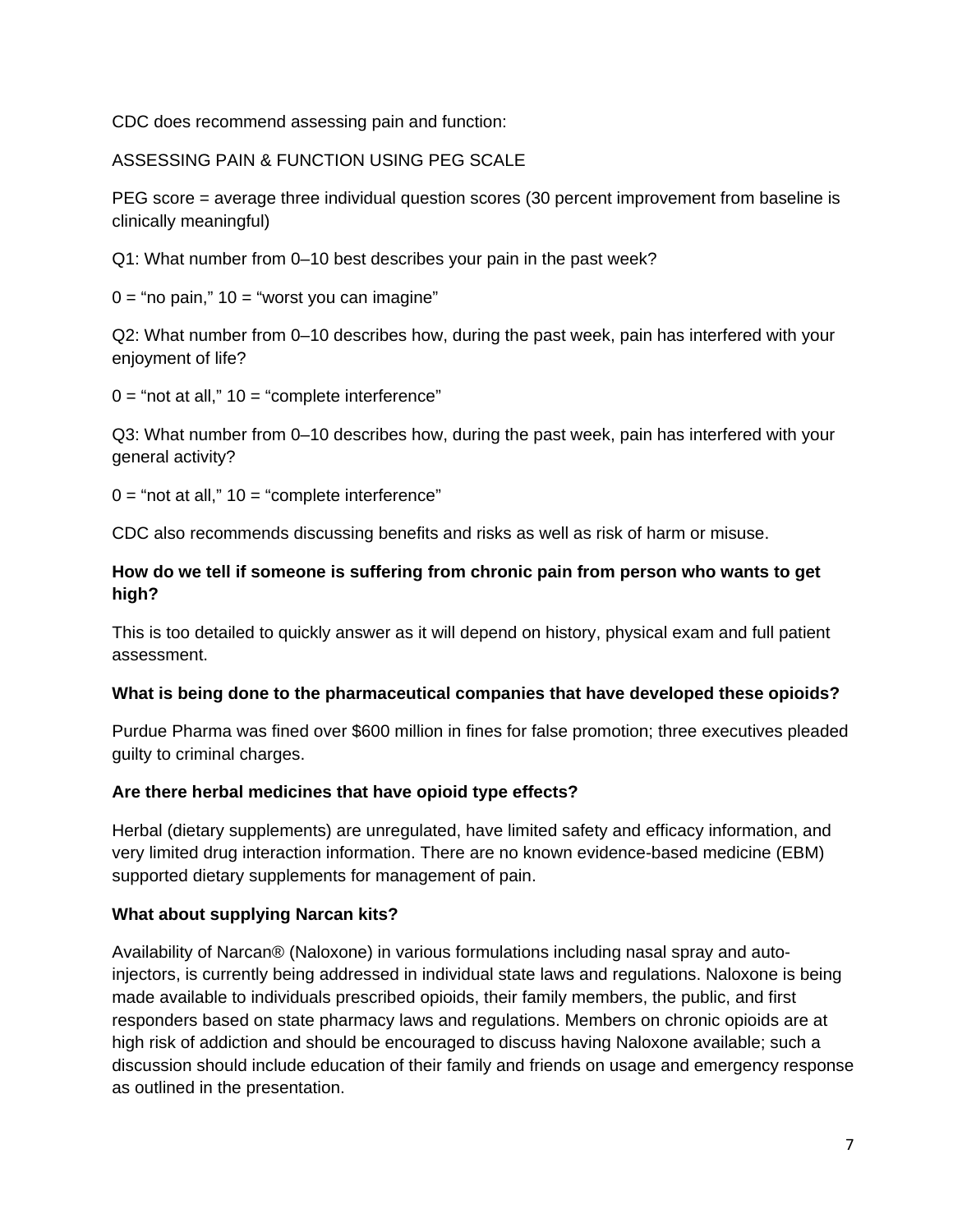CDC does recommend assessing pain and function:

ASSESSING PAIN & FUNCTION USING PEG SCALE

PEG score = average three individual question scores (30 percent improvement from baseline is clinically meaningful)

Q1: What number from 0–10 best describes your pain in the past week?

0 = "no pain," 10 = "worst you can imagine"

Q2: What number from 0–10 describes how, during the past week, pain has interfered with your enjoyment of life?

0 = "not at all," 10 = "complete interference"

Q3: What number from 0–10 describes how, during the past week, pain has interfered with your general activity?

0 = "not at all," 10 = "complete interference"

CDC also recommends discussing benefits and risks as well as risk of harm or misuse.

**How do we tell if someone is suffering from chronic pain from person who wants to get high?**

This is too detailed to quickly answer as it will depend on history, physical exam and full patient assessment.

**What is being done to the pharmaceutical companies that have developed these opioids?**

Purdue Pharma was fined over $600 million in fines for false promotion; three executives pleaded guilty to criminal charges.

**Are there herbal medicines that have opioid type effects?**

Herbal (dietary supplements) are unregulated, have limited safety and efficacy information, and very limited drug interaction information. There are no known evidence-based medicine (EBM) supported dietary supplements for management of pain.

**What about supplying Narcan kits?**

Availability of Narcan® (Naloxone) in various formulations including nasal spray and auto-injectors, is currently being addressed in individual state laws and regulations. Naloxone is being made available to individuals prescribed opioids, their family members, the public, and first responders based on state pharmacy laws and regulations. Members on chronic opioids are at high risk of addiction and should be encouraged to discuss having Naloxone available; such a discussion should include education of their family and friends on usage and emergency response as outlined in the presentation.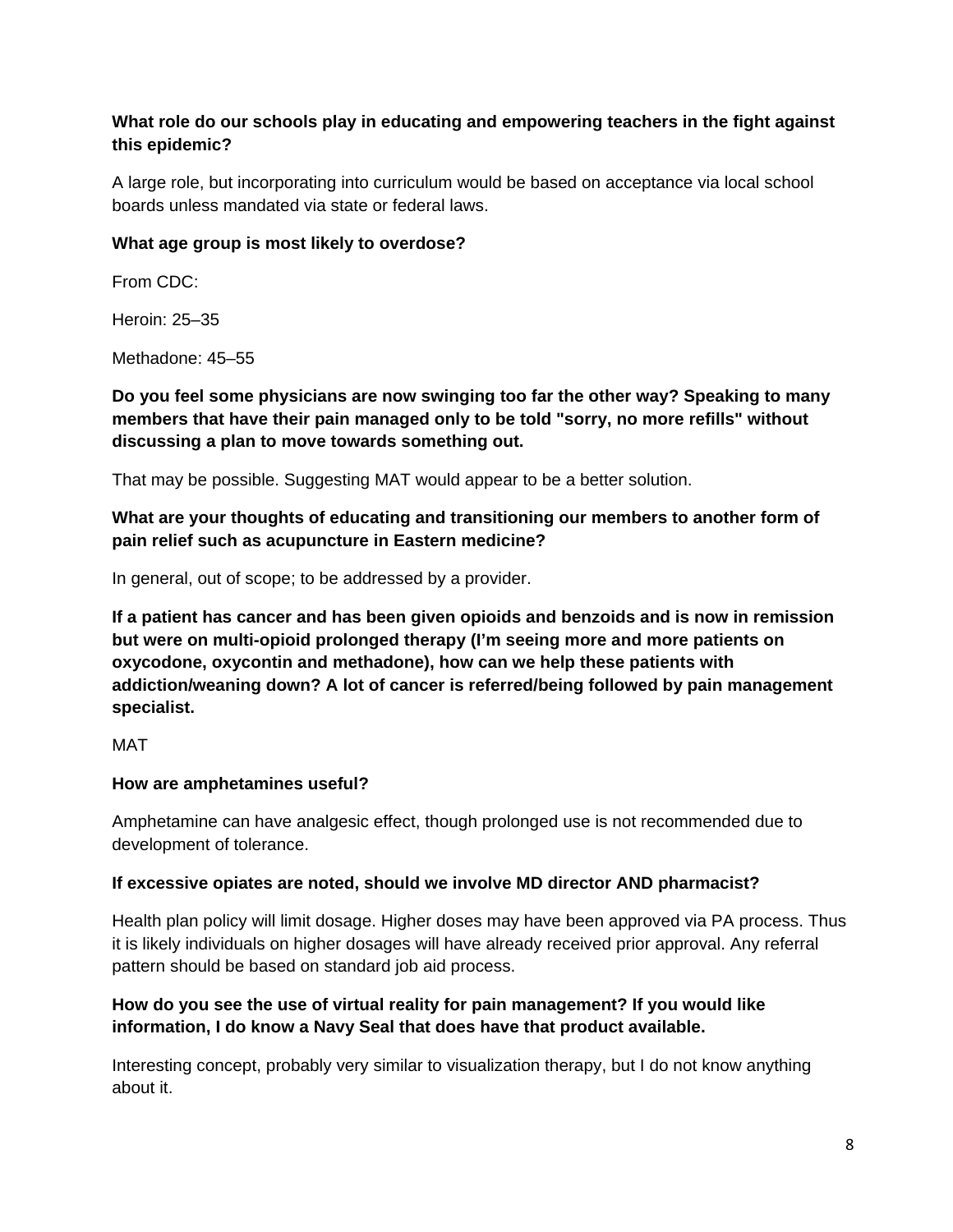**What role do our schools play in educating and empowering teachers in the fight against this epidemic?**

A large role, but incorporating into curriculum would be based on acceptance via local school boards unless mandated via state or federal laws.

**What age group is most likely to overdose?**

From CDC:

Heroin: 25–35

Methadone: 45–55

**Do you feel some physicians are now swinging too far the other way? Speaking to many members that have their pain managed only to be told "sorry, no more refills" without discussing a plan to move towards something out.**

That may be possible. Suggesting MAT would appear to be a better solution.

**What are your thoughts of educating and transitioning our members to another form of pain relief such as acupuncture in Eastern medicine?**

In general, out of scope; to be addressed by a provider.

**If a patient has cancer and has been given opioids and benzoids and is now in remission but were on multi-opioid prolonged therapy (I'm seeing more and more patients on oxycodone, oxycontin and methadone), how can we help these patients with addiction/weaning down? A lot of cancer is referred/being followed by pain management specialist.**

MAT

**How are amphetamines useful?**

Amphetamine can have analgesic effect, though prolonged use is not recommended due to development of tolerance.

**If excessive opiates are noted, should we involve MD director AND pharmacist?**

Health plan policy will limit dosage. Higher doses may have been approved via PA process. Thus it is likely individuals on higher dosages will have already received prior approval. Any referral pattern should be based on standard job aid process.

**How do you see the use of virtual reality for pain management? If you would like information, I do know a Navy Seal that does have that product available.**

Interesting concept, probably very similar to visualization therapy, but I do not know anything about it.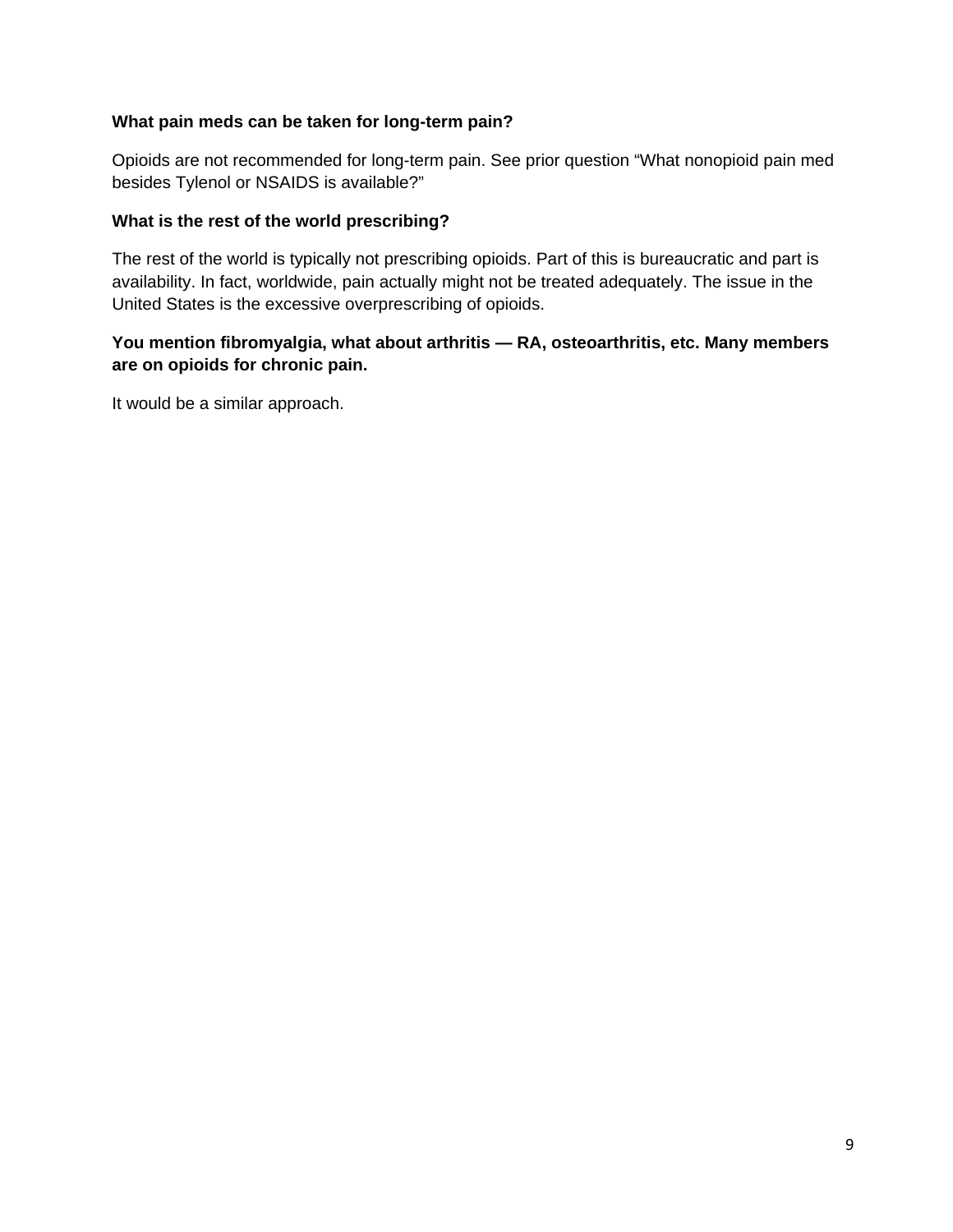**What pain meds can be taken for long-term pain?**

Opioids are not recommended for long-term pain. See prior question "What nonopioid pain med besides Tylenol or NSAIDS is available?"

**What is the rest of the world prescribing?**

The rest of the world is typically not prescribing opioids. Part of this is bureaucratic and part is availability. In fact, worldwide, pain actually might not be treated adequately. The issue in the United States is the excessive overprescribing of opioids.

**You mention fibromyalgia, what about arthritis — RA, osteoarthritis, etc. Many members are on opioids for chronic pain.**

It would be a similar approach.